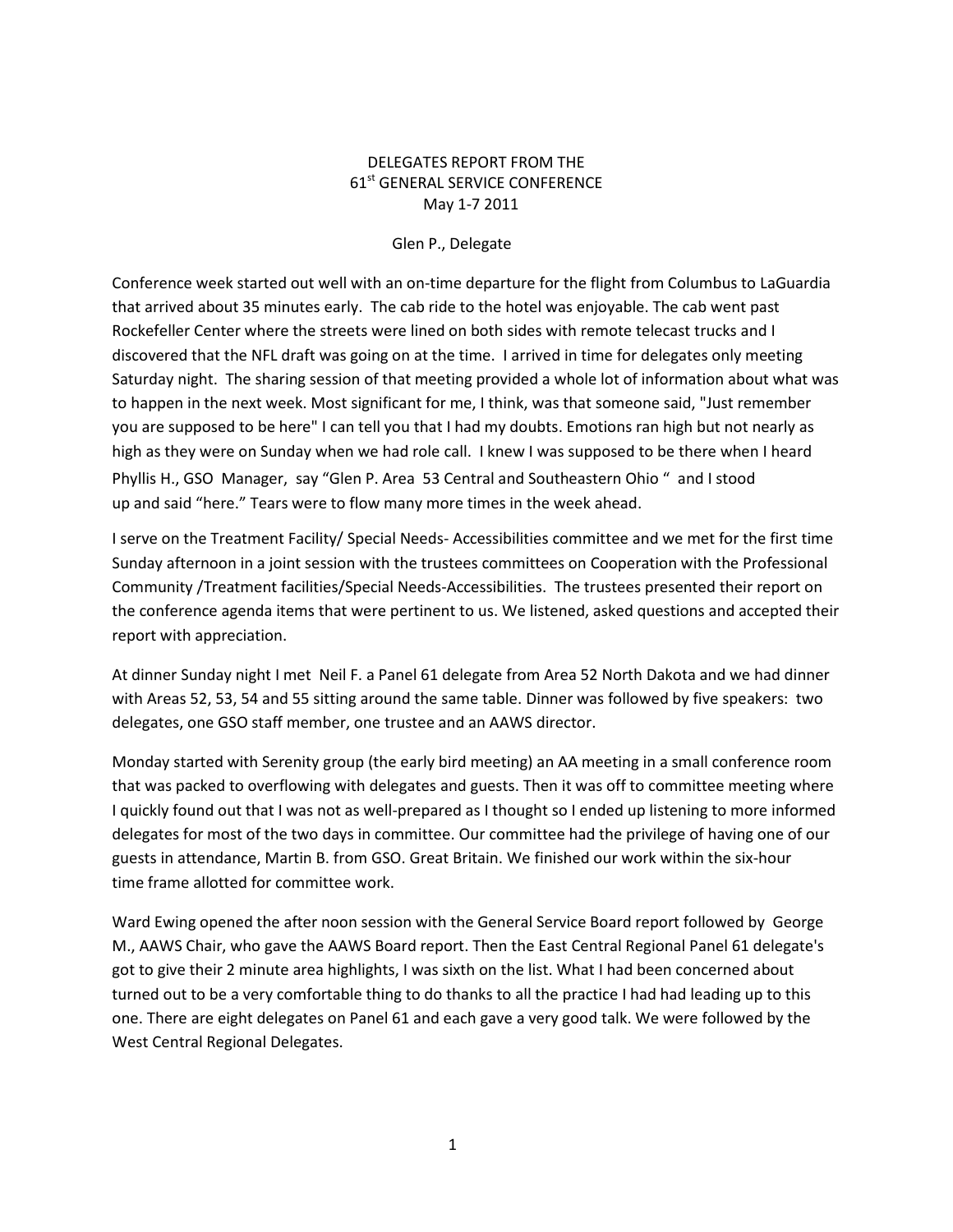DELEGATES REPORT FROM THE
61st GENERAL SERVICE CONFERENCE
May 1-7 2011

Glen P., Delegate

Conference week started out well with an on-time departure for the flight from Columbus to LaGuardia that arrived about 35 minutes early. The cab ride to the hotel was enjoyable. The cab went past Rockefeller Center where the streets were lined on both sides with remote telecast trucks and I discovered that the NFL draft was going on at the time. I arrived in time for delegates only meeting Saturday night. The sharing session of that meeting provided a whole lot of information about what was to happen in the next week. Most significant for me, I think, was that someone said, "Just remember you are supposed to be here" I can tell you that I had my doubts. Emotions ran high but not nearly as high as they were on Sunday when we had role call. I knew I was supposed to be there when I heard Phyllis H., GSO Manager, say "Glen P. Area 53 Central and Southeastern Ohio " and I stood up and said "here." Tears were to flow many more times in the week ahead.

I serve on the Treatment Facility/ Special Needs- Accessibilities committee and we met for the first time Sunday afternoon in a joint session with the trustees committees on Cooperation with the Professional Community /Treatment facilities/Special Needs-Accessibilities. The trustees presented their report on the conference agenda items that were pertinent to us. We listened, asked questions and accepted their report with appreciation.

At dinner Sunday night I met Neil F. a Panel 61 delegate from Area 52 North Dakota and we had dinner with Areas 52, 53, 54 and 55 sitting around the same table. Dinner was followed by five speakers: two delegates, one GSO staff member, one trustee and an AAWS director.

Monday started with Serenity group (the early bird meeting) an AA meeting in a small conference room that was packed to overflowing with delegates and guests. Then it was off to committee meeting where I quickly found out that I was not as well-prepared as I thought so I ended up listening to more informed delegates for most of the two days in committee. Our committee had the privilege of having one of our guests in attendance, Martin B. from GSO. Great Britain. We finished our work within the six-hour time frame allotted for committee work.

Ward Ewing opened the after noon session with the General Service Board report followed by George M., AAWS Chair, who gave the AAWS Board report. Then the East Central Regional Panel 61 delegate's got to give their 2 minute area highlights, I was sixth on the list. What I had been concerned about turned out to be a very comfortable thing to do thanks to all the practice I had had leading up to this one. There are eight delegates on Panel 61 and each gave a very good talk. We were followed by the West Central Regional Delegates.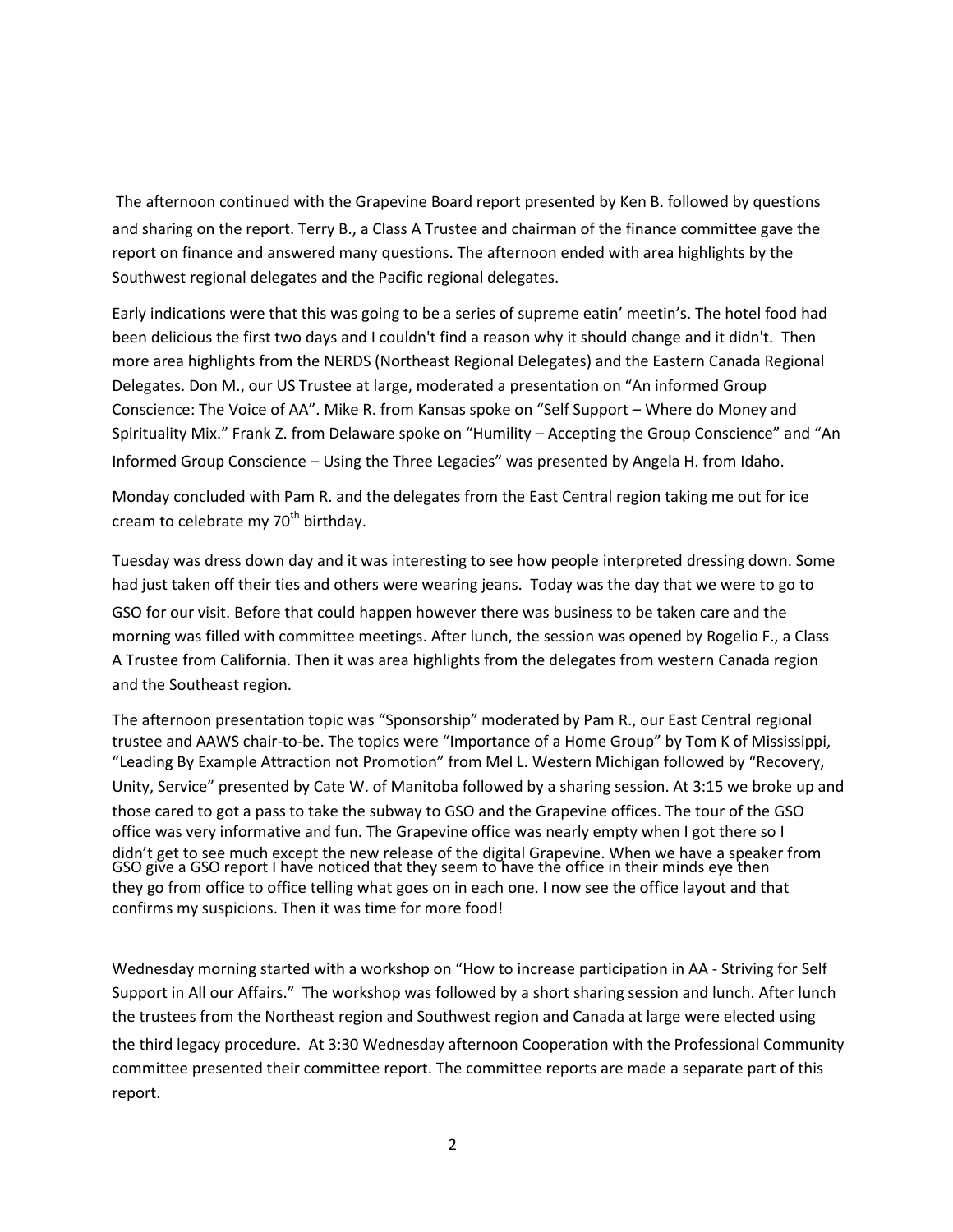The afternoon continued with the Grapevine Board report presented by Ken B. followed by questions and sharing on the report. Terry B., a Class A Trustee and chairman of the finance committee gave the report on finance and answered many questions. The afternoon ended with area highlights by the Southwest regional delegates and the Pacific regional delegates.

Early indications were that this was going to be a series of supreme eatin' meetin's. The hotel food had been delicious the first two days and I couldn't find a reason why it should change and it didn't. Then more area highlights from the NERDS (Northeast Regional Delegates) and the Eastern Canada Regional Delegates. Don M., our US Trustee at large, moderated a presentation on "An informed Group Conscience: The Voice of AA". Mike R. from Kansas spoke on "Self Support – Where do Money and Spirituality Mix." Frank Z. from Delaware spoke on "Humility – Accepting the Group Conscience" and "An Informed Group Conscience – Using the Three Legacies" was presented by Angela H. from Idaho.

Monday concluded with Pam R. and the delegates from the East Central region taking me out for ice cream to celebrate my 70th birthday.

Tuesday was dress down day and it was interesting to see how people interpreted dressing down. Some had just taken off their ties and others were wearing jeans. Today was the day that we were to go to GSO for our visit. Before that could happen however there was business to be taken care and the morning was filled with committee meetings. After lunch, the session was opened by Rogelio F., a Class A Trustee from California. Then it was area highlights from the delegates from western Canada region and the Southeast region.

The afternoon presentation topic was "Sponsorship" moderated by Pam R., our East Central regional trustee and AAWS chair-to-be. The topics were "Importance of a Home Group" by Tom K of Mississippi, "Leading By Example Attraction not Promotion" from Mel L. Western Michigan followed by "Recovery, Unity, Service" presented by Cate W. of Manitoba followed by a sharing session. At 3:15 we broke up and those cared to got a pass to take the subway to GSO and the Grapevine offices. The tour of the GSO office was very informative and fun. The Grapevine office was nearly empty when I got there so I didn't get to see much except the new release of the digital Grapevine. When we have a speaker from GSO give a GSO report I have noticed that they seem to have the office in their minds eye then they go from office to office telling what goes on in each one. I now see the office layout and that confirms my suspicions. Then it was time for more food!

Wednesday morning started with a workshop on "How to increase participation in AA - Striving for Self Support in All our Affairs." The workshop was followed by a short sharing session and lunch. After lunch the trustees from the Northeast region and Southwest region and Canada at large were elected using the third legacy procedure. At 3:30 Wednesday afternoon Cooperation with the Professional Community committee presented their committee report. The committee reports are made a separate part of this report.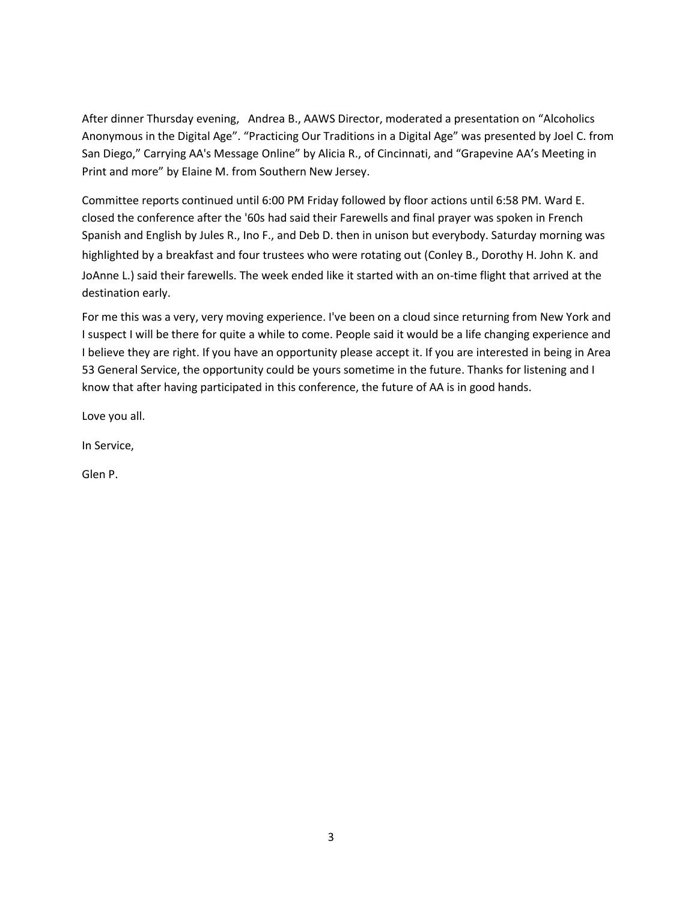After dinner Thursday evening,  Andrea B., AAWS Director, moderated a presentation on "Alcoholics Anonymous in the Digital Age". "Practicing Our Traditions in a Digital Age" was presented by Joel C. from San Diego," Carrying AA's Message Online" by Alicia R., of Cincinnati, and "Grapevine AA's Meeting in Print and more" by Elaine M. from Southern New Jersey.

Committee reports continued until 6:00 PM Friday followed by floor actions until 6:58 PM. Ward E. closed the conference after the '60s had said their Farewells and final prayer was spoken in French Spanish and English by Jules R., Ino F., and Deb D. then in unison but everybody. Saturday morning was highlighted by a breakfast and four trustees who were rotating out (Conley B., Dorothy H. John K. and JoAnne L.) said their farewells. The week ended like it started with an on-time flight that arrived at the destination early.

For me this was a very, very moving experience. I've been on a cloud since returning from New York and I suspect I will be there for quite a while to come. People said it would be a life changing experience and I believe they are right. If you have an opportunity please accept it. If you are interested in being in Area 53 General Service, the opportunity could be yours sometime in the future. Thanks for listening and I know that after having participated in this conference, the future of AA is in good hands.

Love you all.

In Service,

Glen P.